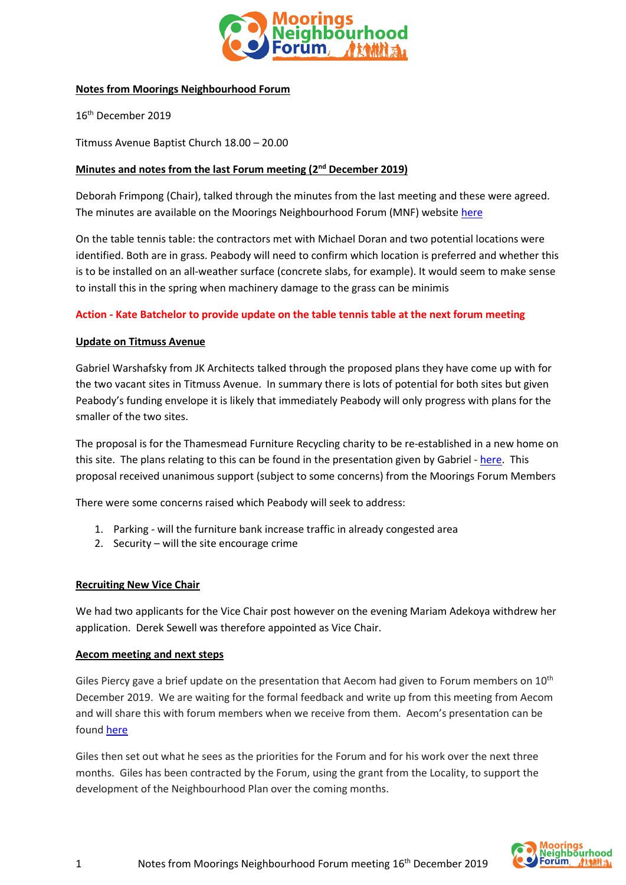**Notes from Moorings Neighbourhood Forum**

16th December 2019

Titmuss Avenue Baptist Church 18.00 – 20.00

**Minutes and notes from the last Forum meeting (2nd December 2019)**

Deborah Frimpong (Chair), talked through the minutes from the last meeting and these were agreed. The minutes are available on the Moorings Neighbourhood Forum (MNF) website here

On the table tennis table: the contractors met with Michael Doran and two potential locations were identified. Both are in grass. Peabody will need to confirm which location is preferred and whether this is to be installed on an all-weather surface (concrete slabs, for example). It would seem to make sense to install this in the spring when machinery damage to the grass can be minimis

**Action - Kate Batchelor to provide update on the table tennis table at the next forum meeting**

**Update on Titmuss Avenue**

Gabriel Warshafsky from JK Architects talked through the proposed plans they have come up with for the two vacant sites in Titmuss Avenue. In summary there is lots of potential for both sites but given Peabody's funding envelope it is likely that immediately Peabody will only progress with plans for the smaller of the two sites.

The proposal is for the Thamesmead Furniture Recycling charity to be re-established in a new home on this site. The plans relating to this can be found in the presentation given by Gabriel - here. This proposal received unanimous support (subject to some concerns) from the Moorings Forum Members

There were some concerns raised which Peabody will seek to address:

1. Parking - will the furniture bank increase traffic in already congested area
2. Security – will the site encourage crime

**Recruiting New Vice Chair**

We had two applicants for the Vice Chair post however on the evening Mariam Adekoya withdrew her application. Derek Sewell was therefore appointed as Vice Chair.

**Aecom meeting and next steps**

Giles Piercy gave a brief update on the presentation that Aecom had given to Forum members on 10th December 2019. We are waiting for the formal feedback and write up from this meeting from Aecom and will share this with forum members when we receive from them. Aecom's presentation can be found here

Giles then set out what he sees as the priorities for the Forum and for his work over the next three months. Giles has been contracted by the Forum, using the grant from the Locality, to support the development of the Neighbourhood Plan over the coming months.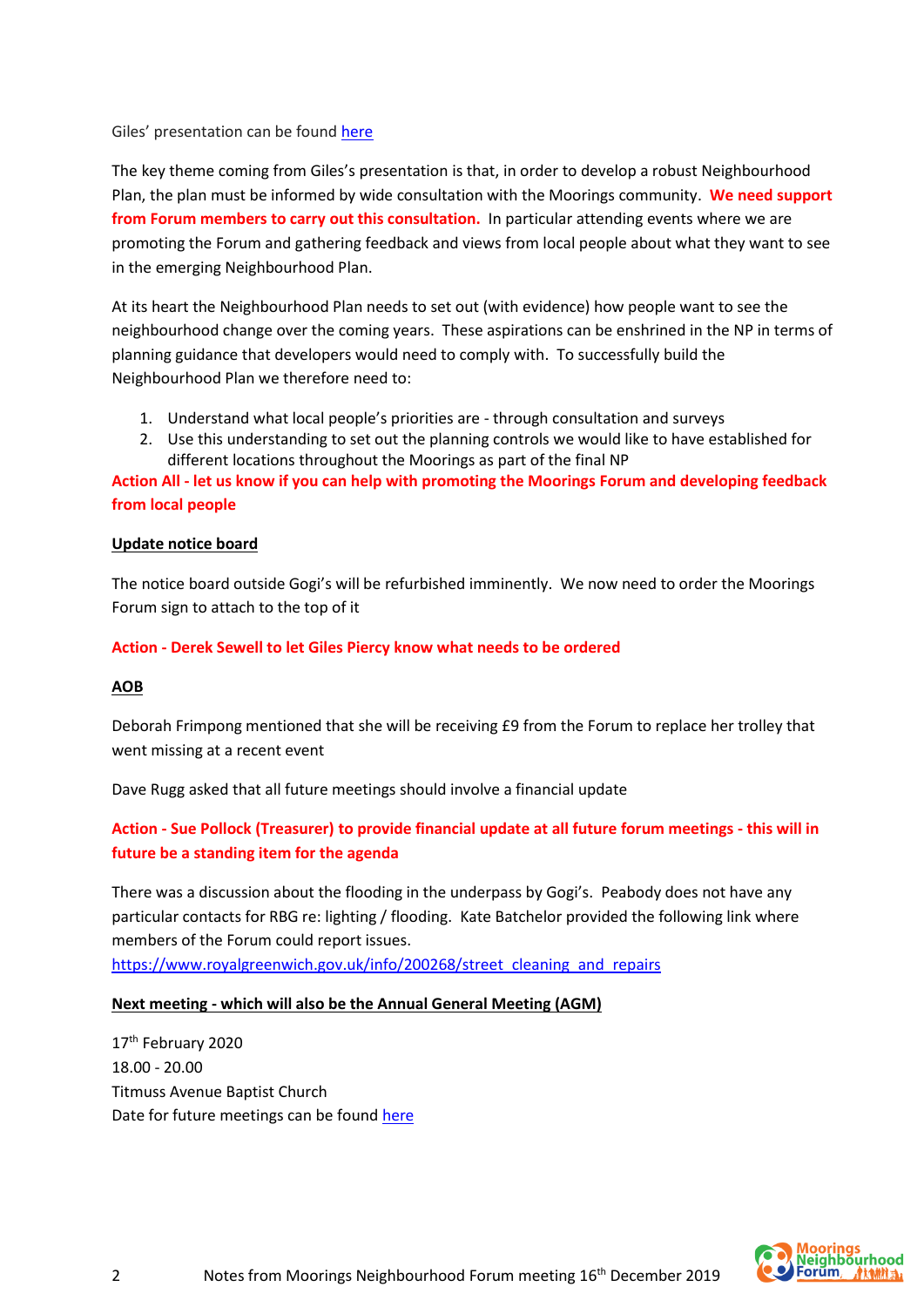Giles' presentation can be found [here]

The key theme coming from Giles's presentation is that, in order to develop a robust Neighbourhood Plan, the plan must be informed by wide consultation with the Moorings community. **We need support from Forum members to carry out this consultation.** In particular attending events where we are promoting the Forum and gathering feedback and views from local people about what they want to see in the emerging Neighbourhood Plan.

At its heart the Neighbourhood Plan needs to set out (with evidence) how people want to see the neighbourhood change over the coming years. These aspirations can be enshrined in the NP in terms of planning guidance that developers would need to comply with. To successfully build the Neighbourhood Plan we therefore need to:

1. Understand what local people's priorities are - through consultation and surveys
2. Use this understanding to set out the planning controls we would like to have established for different locations throughout the Moorings as part of the final NP

**Action All - let us know if you can help with promoting the Moorings Forum and developing feedback from local people**

**Update notice board**

The notice board outside Gogi's will be refurbished imminently. We now need to order the Moorings Forum sign to attach to the top of it

**Action - Derek Sewell to let Giles Piercy know what needs to be ordered**

**AOB**

Deborah Frimpong mentioned that she will be receiving £9 from the Forum to replace her trolley that went missing at a recent event

Dave Rugg asked that all future meetings should involve a financial update

**Action - Sue Pollock (Treasurer) to provide financial update at all future forum meetings - this will in future be a standing item for the agenda**

There was a discussion about the flooding in the underpass by Gogi's. Peabody does not have any particular contacts for RBG re: lighting / flooding. Kate Batchelor provided the following link where members of the Forum could report issues.
https://www.royalgreenwich.gov.uk/info/200268/street_cleaning_and_repairs

**Next meeting - which will also be the Annual General Meeting (AGM)**

17th February 2020
18.00 - 20.00
Titmuss Avenue Baptist Church
Date for future meetings can be found [here]